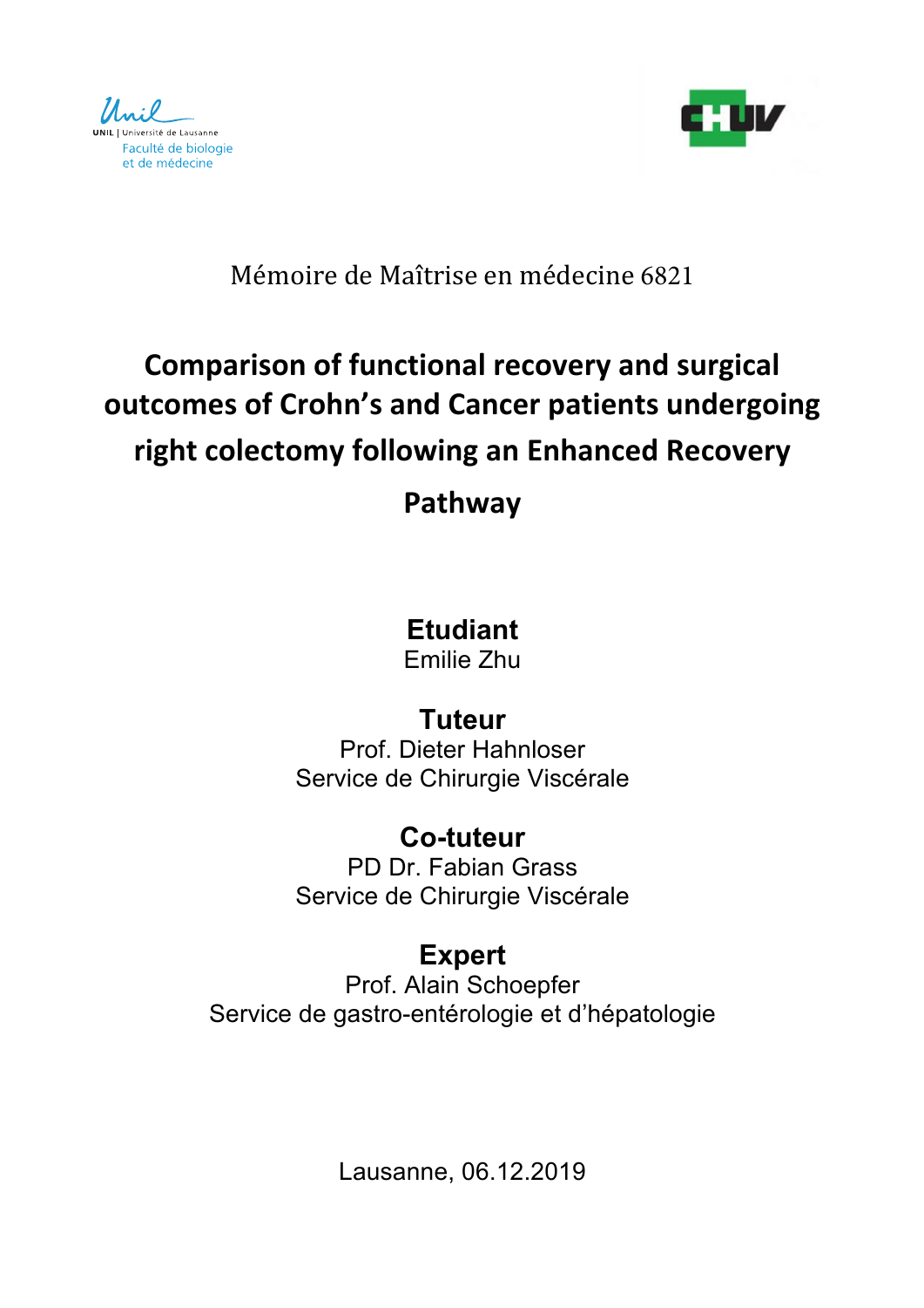Unil
UNIL | Université de Lausanne
Faculté de biologie
et de médecine

CHUV

Mémoire de Maîtrise en médecine 6821

# Comparison of functional recovery and surgical outcomes of Crohn's and Cancer patients undergoing right colectomy following an Enhanced Recovery Pathway

**Etudiant**
Emilie Zhu

**Tuteur**
Prof. Dieter Hahnloser
Service de Chirurgie Viscérale

**Co-tuteur**
PD Dr. Fabian Grass
Service de Chirurgie Viscérale

**Expert**
Prof. Alain Schoepfer
Service de gastro-entérologie et d'hépatologie

Lausanne, 06.12.2019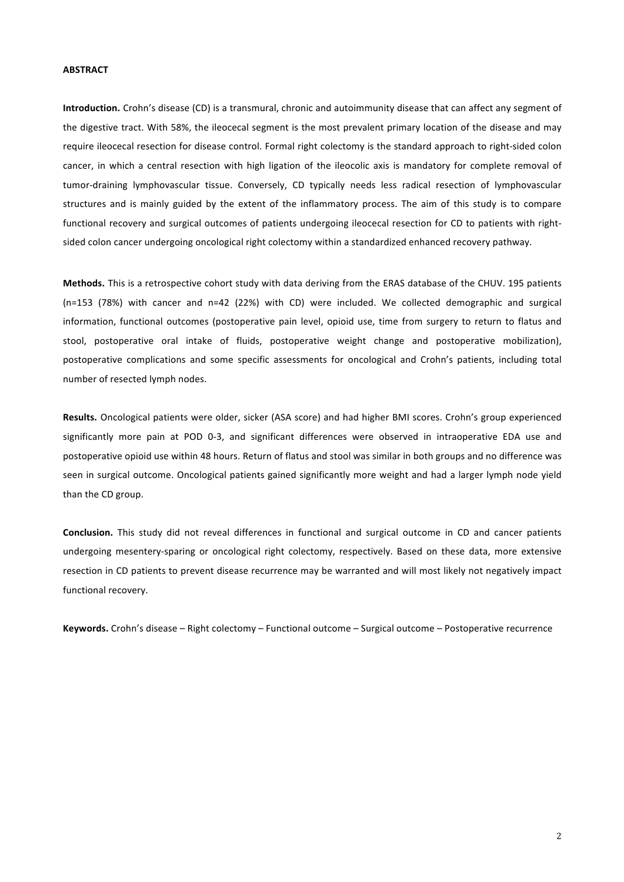## ABSTRACT

**Introduction.** Crohn's disease (CD) is a transmural, chronic and autoimmunity disease that can affect any segment of the digestive tract. With 58%, the ileocecal segment is the most prevalent primary location of the disease and may require ileocecal resection for disease control. Formal right colectomy is the standard approach to right-sided colon cancer, in which a central resection with high ligation of the ileocolic axis is mandatory for complete removal of tumor-draining lymphovascular tissue. Conversely, CD typically needs less radical resection of lymphovascular structures and is mainly guided by the extent of the inflammatory process. The aim of this study is to compare functional recovery and surgical outcomes of patients undergoing ileocecal resection for CD to patients with right-sided colon cancer undergoing oncological right colectomy within a standardized enhanced recovery pathway.

**Methods.** This is a retrospective cohort study with data deriving from the ERAS database of the CHUV. 195 patients (n=153 (78%) with cancer and n=42 (22%) with CD) were included. We collected demographic and surgical information, functional outcomes (postoperative pain level, opioid use, time from surgery to return to flatus and stool, postoperative oral intake of fluids, postoperative weight change and postoperative mobilization), postoperative complications and some specific assessments for oncological and Crohn's patients, including total number of resected lymph nodes.

**Results.** Oncological patients were older, sicker (ASA score) and had higher BMI scores. Crohn's group experienced significantly more pain at POD 0-3, and significant differences were observed in intraoperative EDA use and postoperative opioid use within 48 hours. Return of flatus and stool was similar in both groups and no difference was seen in surgical outcome. Oncological patients gained significantly more weight and had a larger lymph node yield than the CD group.

**Conclusion.** This study did not reveal differences in functional and surgical outcome in CD and cancer patients undergoing mesentery-sparing or oncological right colectomy, respectively. Based on these data, more extensive resection in CD patients to prevent disease recurrence may be warranted and will most likely not negatively impact functional recovery.

**Keywords.** Crohn's disease – Right colectomy – Functional outcome – Surgical outcome – Postoperative recurrence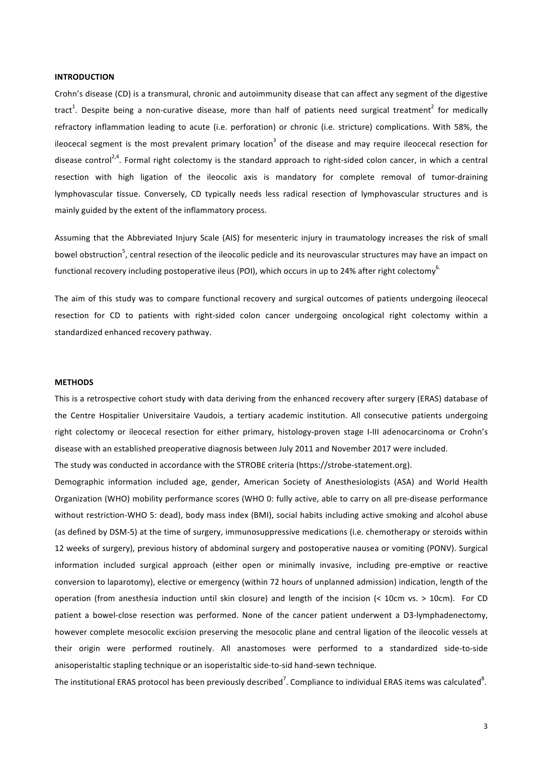## INTRODUCTION

Crohn's disease (CD) is a transmural, chronic and autoimmunity disease that can affect any segment of the digestive tract[1]. Despite being a non-curative disease, more than half of patients need surgical treatment[2] for medically refractory inflammation leading to acute (i.e. perforation) or chronic (i.e. stricture) complications. With 58%, the ileocecal segment is the most prevalent primary location[3] of the disease and may require ileocecal resection for disease control[2,4]. Formal right colectomy is the standard approach to right-sided colon cancer, in which a central resection with high ligation of the ileocolic axis is mandatory for complete removal of tumor-draining lymphovascular tissue. Conversely, CD typically needs less radical resection of lymphovascular structures and is mainly guided by the extent of the inflammatory process.

Assuming that the Abbreviated Injury Scale (AIS) for mesenteric injury in traumatology increases the risk of small bowel obstruction[5], central resection of the ileocolic pedicle and its neurovascular structures may have an impact on functional recovery including postoperative ileus (POI), which occurs in up to 24% after right colectomy[6].

The aim of this study was to compare functional recovery and surgical outcomes of patients undergoing ileocecal resection for CD to patients with right-sided colon cancer undergoing oncological right colectomy within a standardized enhanced recovery pathway.

## METHODS

This is a retrospective cohort study with data deriving from the enhanced recovery after surgery (ERAS) database of the Centre Hospitalier Universitaire Vaudois, a tertiary academic institution. All consecutive patients undergoing right colectomy or ileocecal resection for either primary, histology-proven stage I-III adenocarcinoma or Crohn's disease with an established preoperative diagnosis between July 2011 and November 2017 were included.

The study was conducted in accordance with the STROBE criteria (https://strobe-statement.org).

Demographic information included age, gender, American Society of Anesthesiologists (ASA) and World Health Organization (WHO) mobility performance scores (WHO 0: fully active, able to carry on all pre-disease performance without restriction-WHO 5: dead), body mass index (BMI), social habits including active smoking and alcohol abuse (as defined by DSM-5) at the time of surgery, immunosuppressive medications (i.e. chemotherapy or steroids within 12 weeks of surgery), previous history of abdominal surgery and postoperative nausea or vomiting (PONV). Surgical information included surgical approach (either open or minimally invasive, including pre-emptive or reactive conversion to laparotomy), elective or emergency (within 72 hours of unplanned admission) indication, length of the operation (from anesthesia induction until skin closure) and length of the incision (< 10cm vs. > 10cm). For CD patient a bowel-close resection was performed. None of the cancer patient underwent a D3-lymphadenectomy, however complete mesocolic excision preserving the mesocolic plane and central ligation of the ileocolic vessels at their origin were performed routinely. All anastomoses were performed to a standardized side-to-side anisoperistaltic stapling technique or an isoperistaltic side-to-sid hand-sewn technique.

The institutional ERAS protocol has been previously described[7]. Compliance to individual ERAS items was calculated[8].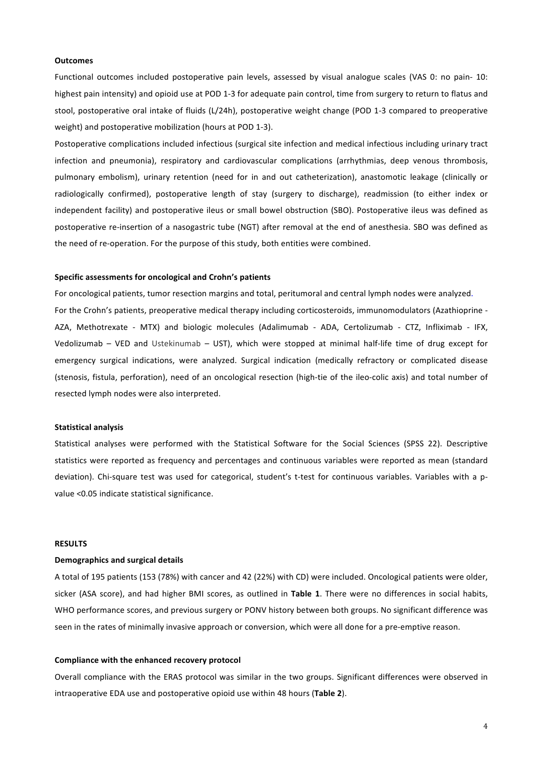**Outcomes**

Functional outcomes included postoperative pain levels, assessed by visual analogue scales (VAS 0: no pain- 10: highest pain intensity) and opioid use at POD 1-3 for adequate pain control, time from surgery to return to flatus and stool, postoperative oral intake of fluids (L/24h), postoperative weight change (POD 1-3 compared to preoperative weight) and postoperative mobilization (hours at POD 1-3).

Postoperative complications included infectious (surgical site infection and medical infectious including urinary tract infection and pneumonia), respiratory and cardiovascular complications (arrhythmias, deep venous thrombosis, pulmonary embolism), urinary retention (need for in and out catheterization), anastomotic leakage (clinically or radiologically confirmed), postoperative length of stay (surgery to discharge), readmission (to either index or independent facility) and postoperative ileus or small bowel obstruction (SBO). Postoperative ileus was defined as postoperative re-insertion of a nasogastric tube (NGT) after removal at the end of anesthesia. SBO was defined as the need of re-operation. For the purpose of this study, both entities were combined.

**Specific assessments for oncological and Crohn's patients**

For oncological patients, tumor resection margins and total, peritumoral and central lymph nodes were analyzed.

For the Crohn's patients, preoperative medical therapy including corticosteroids, immunomodulators (Azathioprine - AZA, Methotrexate - MTX) and biologic molecules (Adalimumab - ADA, Certolizumab - CTZ, Infliximab - IFX, Vedolizumab – VED and Ustekinumab – UST), which were stopped at minimal half-life time of drug except for emergency surgical indications, were analyzed. Surgical indication (medically refractory or complicated disease (stenosis, fistula, perforation), need of an oncological resection (high-tie of the ileo-colic axis) and total number of resected lymph nodes were also interpreted.

**Statistical analysis**

Statistical analyses were performed with the Statistical Software for the Social Sciences (SPSS 22). Descriptive statistics were reported as frequency and percentages and continuous variables were reported as mean (standard deviation). Chi-square test was used for categorical, student's t-test for continuous variables. Variables with a p-value <0.05 indicate statistical significance.

**RESULTS**

**Demographics and surgical details**

A total of 195 patients (153 (78%) with cancer and 42 (22%) with CD) were included. Oncological patients were older, sicker (ASA score), and had higher BMI scores, as outlined in **Table 1**. There were no differences in social habits, WHO performance scores, and previous surgery or PONV history between both groups. No significant difference was seen in the rates of minimally invasive approach or conversion, which were all done for a pre-emptive reason.

**Compliance with the enhanced recovery protocol**

Overall compliance with the ERAS protocol was similar in the two groups. Significant differences were observed in intraoperative EDA use and postoperative opioid use within 48 hours (**Table 2**).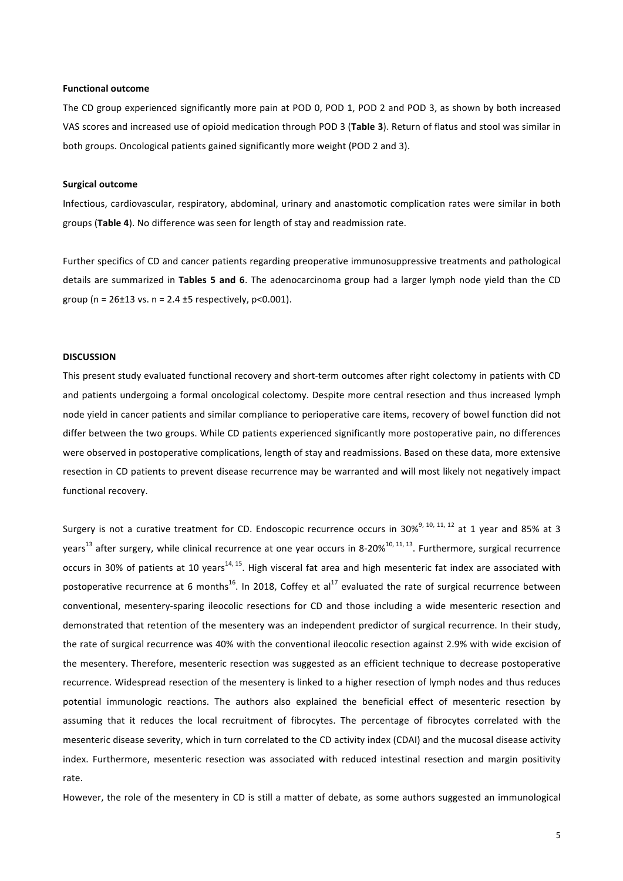**Functional outcome**

The CD group experienced significantly more pain at POD 0, POD 1, POD 2 and POD 3, as shown by both increased VAS scores and increased use of opioid medication through POD 3 (**Table 3**). Return of flatus and stool was similar in both groups. Oncological patients gained significantly more weight (POD 2 and 3).

**Surgical outcome**

Infectious, cardiovascular, respiratory, abdominal, urinary and anastomotic complication rates were similar in both groups (**Table 4**). No difference was seen for length of stay and readmission rate.

Further specifics of CD and cancer patients regarding preoperative immunosuppressive treatments and pathological details are summarized in **Tables 5 and 6**. The adenocarcinoma group had a larger lymph node yield than the CD group (n = 26±13 vs. n = 2.4 ±5 respectively, $p<0.001$).

**DISCUSSION**

This present study evaluated functional recovery and short-term outcomes after right colectomy in patients with CD and patients undergoing a formal oncological colectomy. Despite more central resection and thus increased lymph node yield in cancer patients and similar compliance to perioperative care items, recovery of bowel function did not differ between the two groups. While CD patients experienced significantly more postoperative pain, no differences were observed in postoperative complications, length of stay and readmissions. Based on these data, more extensive resection in CD patients to prevent disease recurrence may be warranted and will most likely not negatively impact functional recovery.

Surgery is not a curative treatment for CD. Endoscopic recurrence occurs in 30%[9, 10, 11, 12] at 1 year and 85% at 3 years[13] after surgery, while clinical recurrence at one year occurs in 8-20%[10, 11, 13]. Furthermore, surgical recurrence occurs in 30% of patients at 10 years[14, 15]. High visceral fat area and high mesenteric fat index are associated with postoperative recurrence at 6 months[16]. In 2018, Coffey et al[17] evaluated the rate of surgical recurrence between conventional, mesentery-sparing ileocolic resections for CD and those including a wide mesenteric resection and demonstrated that retention of the mesentery was an independent predictor of surgical recurrence. In their study, the rate of surgical recurrence was 40% with the conventional ileocolic resection against 2.9% with wide excision of the mesentery. Therefore, mesenteric resection was suggested as an efficient technique to decrease postoperative recurrence. Widespread resection of the mesentery is linked to a higher resection of lymph nodes and thus reduces potential immunologic reactions. The authors also explained the beneficial effect of mesenteric resection by assuming that it reduces the local recruitment of fibrocytes. The percentage of fibrocytes correlated with the mesenteric disease severity, which in turn correlated to the CD activity index (CDAI) and the mucosal disease activity index. Furthermore, mesenteric resection was associated with reduced intestinal resection and margin positivity rate.

However, the role of the mesentery in CD is still a matter of debate, as some authors suggested an immunological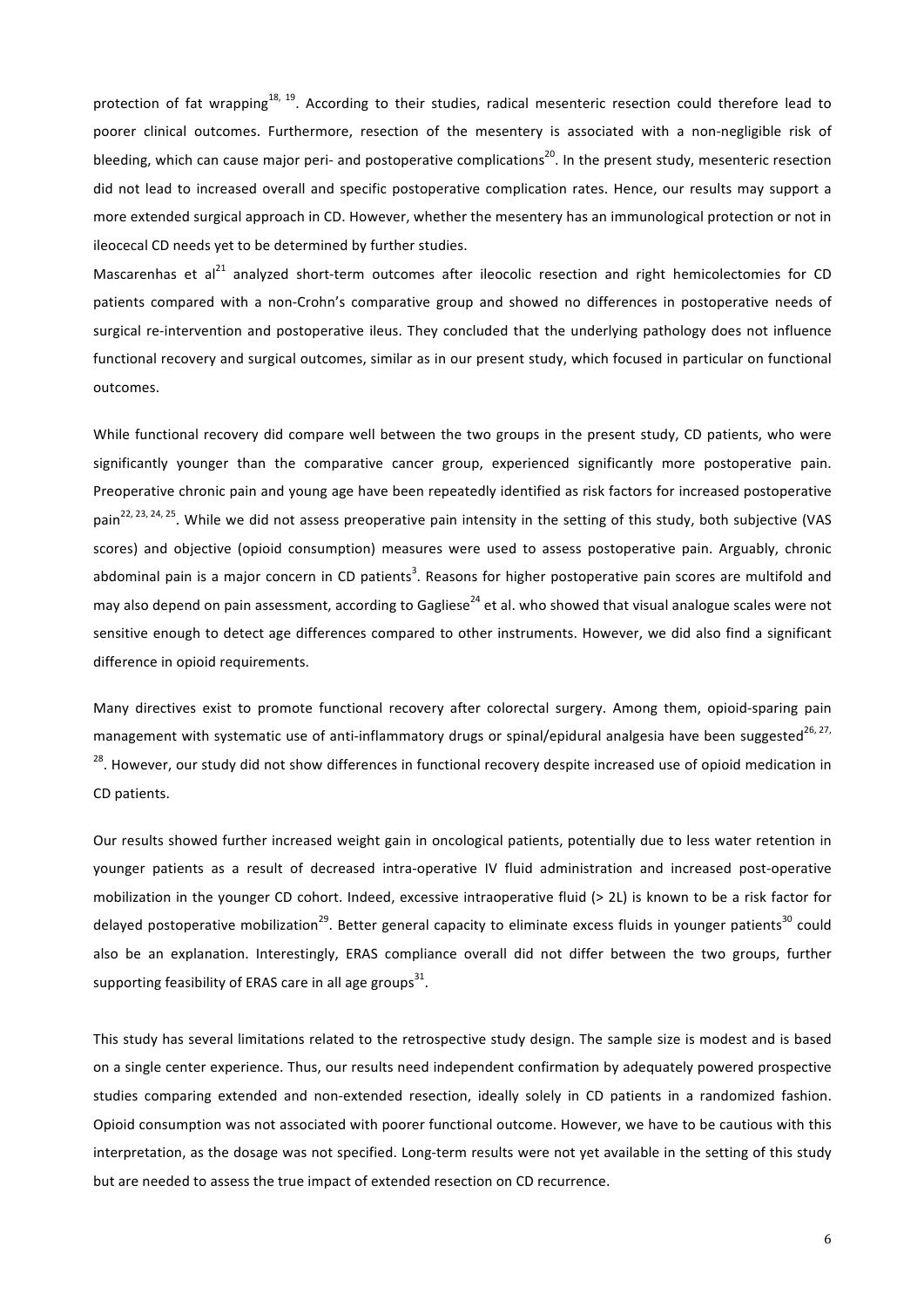protection of fat wrapping[18, 19]. According to their studies, radical mesenteric resection could therefore lead to poorer clinical outcomes. Furthermore, resection of the mesentery is associated with a non-negligible risk of bleeding, which can cause major peri- and postoperative complications[20]. In the present study, mesenteric resection did not lead to increased overall and specific postoperative complication rates. Hence, our results may support a more extended surgical approach in CD. However, whether the mesentery has an immunological protection or not in ileocecal CD needs yet to be determined by further studies.

Mascarenhas et al[21] analyzed short-term outcomes after ileocolic resection and right hemicolectomies for CD patients compared with a non-Crohn's comparative group and showed no differences in postoperative needs of surgical re-intervention and postoperative ileus. They concluded that the underlying pathology does not influence functional recovery and surgical outcomes, similar as in our present study, which focused in particular on functional outcomes.

While functional recovery did compare well between the two groups in the present study, CD patients, who were significantly younger than the comparative cancer group, experienced significantly more postoperative pain. Preoperative chronic pain and young age have been repeatedly identified as risk factors for increased postoperative pain[22, 23, 24, 25]. While we did not assess preoperative pain intensity in the setting of this study, both subjective (VAS scores) and objective (opioid consumption) measures were used to assess postoperative pain. Arguably, chronic abdominal pain is a major concern in CD patients[3]. Reasons for higher postoperative pain scores are multifold and may also depend on pain assessment, according to Gagliese[24] et al. who showed that visual analogue scales were not sensitive enough to detect age differences compared to other instruments. However, we did also find a significant difference in opioid requirements.

Many directives exist to promote functional recovery after colorectal surgery. Among them, opioid-sparing pain management with systematic use of anti-inflammatory drugs or spinal/epidural analgesia have been suggested[26, 27, 28]. However, our study did not show differences in functional recovery despite increased use of opioid medication in CD patients.

Our results showed further increased weight gain in oncological patients, potentially due to less water retention in younger patients as a result of decreased intra-operative IV fluid administration and increased post-operative mobilization in the younger CD cohort. Indeed, excessive intraoperative fluid (> 2L) is known to be a risk factor for delayed postoperative mobilization[29]. Better general capacity to eliminate excess fluids in younger patients[30] could also be an explanation. Interestingly, ERAS compliance overall did not differ between the two groups, further supporting feasibility of ERAS care in all age groups[31].

This study has several limitations related to the retrospective study design. The sample size is modest and is based on a single center experience. Thus, our results need independent confirmation by adequately powered prospective studies comparing extended and non-extended resection, ideally solely in CD patients in a randomized fashion. Opioid consumption was not associated with poorer functional outcome. However, we have to be cautious with this interpretation, as the dosage was not specified. Long-term results were not yet available in the setting of this study but are needed to assess the true impact of extended resection on CD recurrence.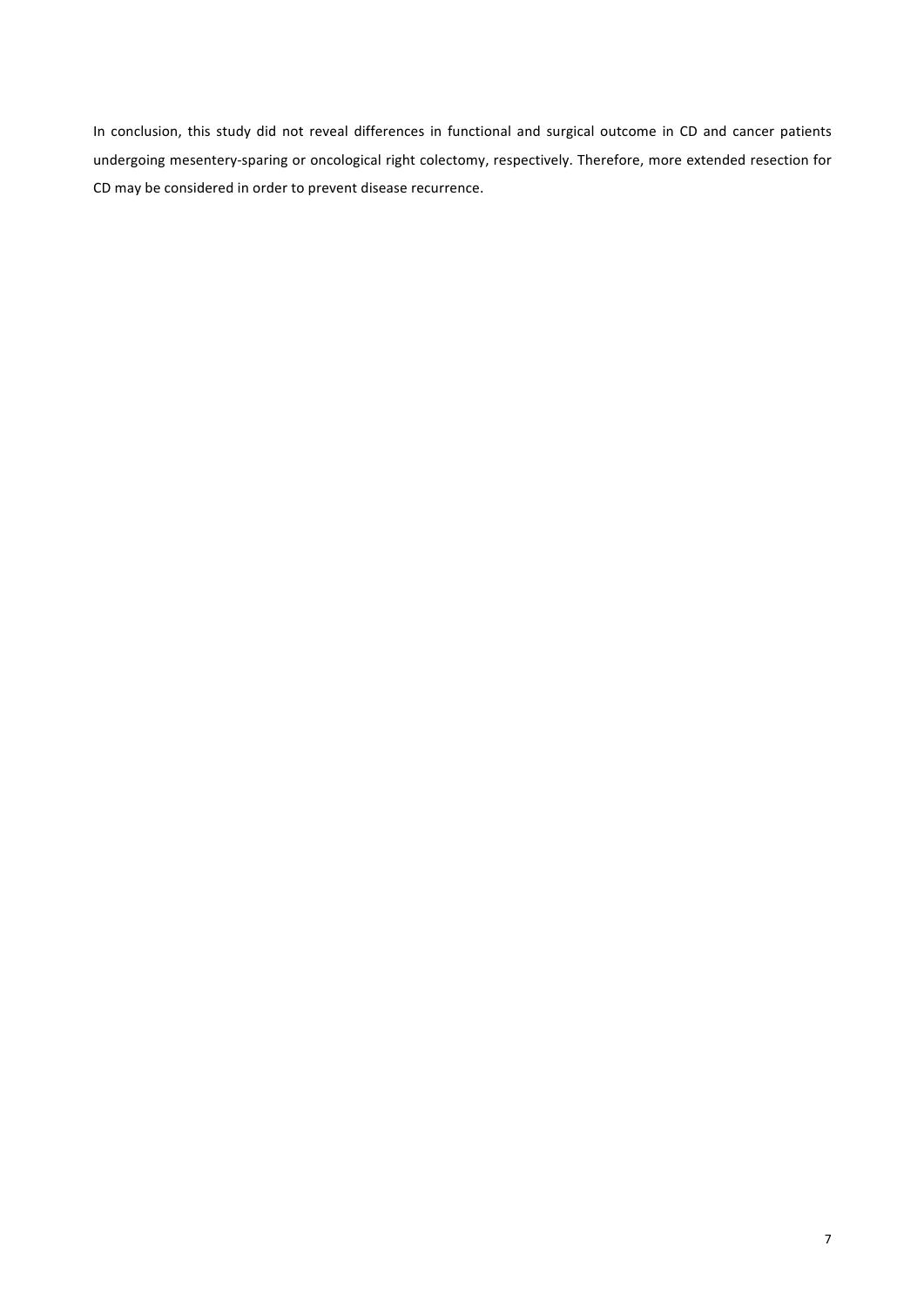In conclusion, this study did not reveal differences in functional and surgical outcome in CD and cancer patients undergoing mesentery-sparing or oncological right colectomy, respectively. Therefore, more extended resection for CD may be considered in order to prevent disease recurrence.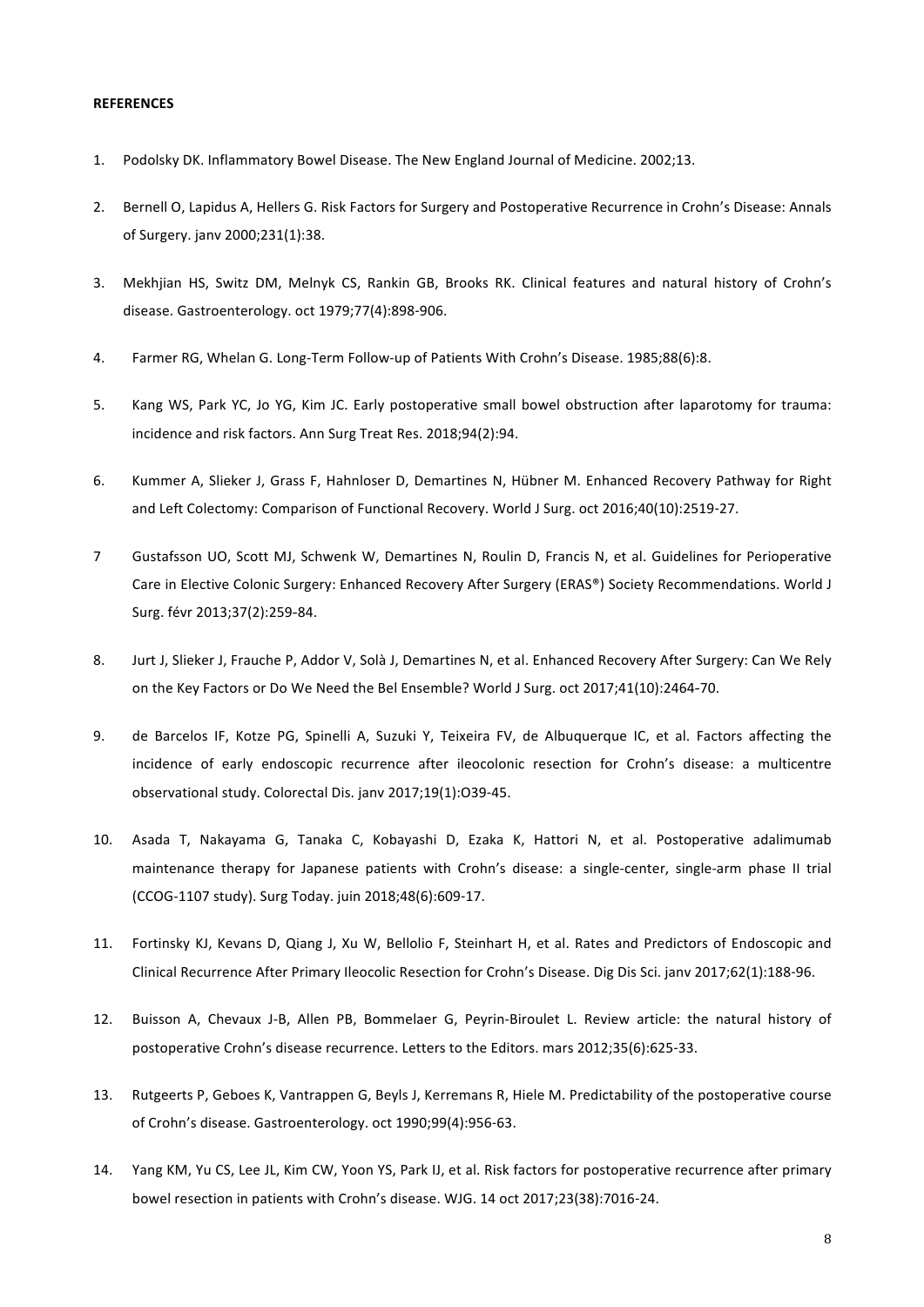**REFERENCES**

1. Podolsky DK. Inflammatory Bowel Disease. The New England Journal of Medicine. 2002;13.
2. Bernell O, Lapidus A, Hellers G. Risk Factors for Surgery and Postoperative Recurrence in Crohn's Disease: Annals of Surgery. janv 2000;231(1):38.
3. Mekhjian HS, Switz DM, Melnyk CS, Rankin GB, Brooks RK. Clinical features and natural history of Crohn's disease. Gastroenterology. oct 1979;77(4):898-906.
4. Farmer RG, Whelan G. Long-Term Follow-up of Patients With Crohn's Disease. 1985;88(6):8.
5. Kang WS, Park YC, Jo YG, Kim JC. Early postoperative small bowel obstruction after laparotomy for trauma: incidence and risk factors. Ann Surg Treat Res. 2018;94(2):94.
6. Kummer A, Slieker J, Grass F, Hahnloser D, Demartines N, Hübner M. Enhanced Recovery Pathway for Right and Left Colectomy: Comparison of Functional Recovery. World J Surg. oct 2016;40(10):2519-27.
7. Gustafsson UO, Scott MJ, Schwenk W, Demartines N, Roulin D, Francis N, et al. Guidelines for Perioperative Care in Elective Colonic Surgery: Enhanced Recovery After Surgery (ERAS®) Society Recommendations. World J Surg. févr 2013;37(2):259-84.
8. Jurt J, Slieker J, Frauche P, Addor V, Solà J, Demartines N, et al. Enhanced Recovery After Surgery: Can We Rely on the Key Factors or Do We Need the Bel Ensemble? World J Surg. oct 2017;41(10):2464-70.
9. de Barcelos IF, Kotze PG, Spinelli A, Suzuki Y, Teixeira FV, de Albuquerque IC, et al. Factors affecting the incidence of early endoscopic recurrence after ileocolonic resection for Crohn's disease: a multicentre observational study. Colorectal Dis. janv 2017;19(1):O39-45.
10. Asada T, Nakayama G, Tanaka C, Kobayashi D, Ezaka K, Hattori N, et al. Postoperative adalimumab maintenance therapy for Japanese patients with Crohn's disease: a single-center, single-arm phase II trial (CCOG-1107 study). Surg Today. juin 2018;48(6):609-17.
11. Fortinsky KJ, Kevans D, Qiang J, Xu W, Bellolio F, Steinhart H, et al. Rates and Predictors of Endoscopic and Clinical Recurrence After Primary Ileocolic Resection for Crohn's Disease. Dig Dis Sci. janv 2017;62(1):188-96.
12. Buisson A, Chevaux J-B, Allen PB, Bommelaer G, Peyrin-Biroulet L. Review article: the natural history of postoperative Crohn's disease recurrence. Letters to the Editors. mars 2012;35(6):625-33.
13. Rutgeerts P, Geboes K, Vantrappen G, Beyls J, Kerremans R, Hiele M. Predictability of the postoperative course of Crohn's disease. Gastroenterology. oct 1990;99(4):956-63.
14. Yang KM, Yu CS, Lee JL, Kim CW, Yoon YS, Park IJ, et al. Risk factors for postoperative recurrence after primary bowel resection in patients with Crohn's disease. WJG. 14 oct 2017;23(38):7016-24.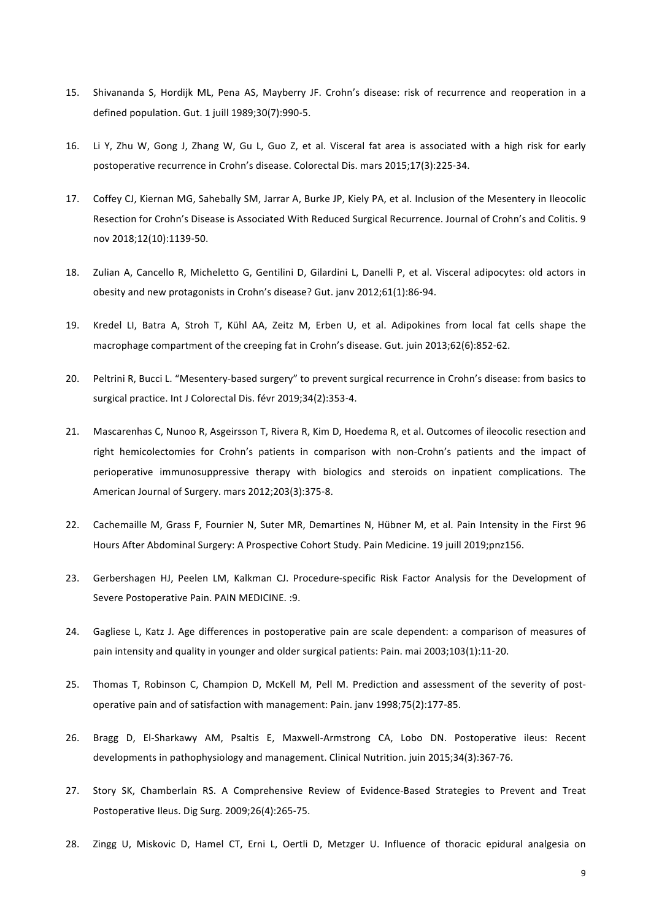15. Shivananda S, Hordijk ML, Pena AS, Mayberry JF. Crohn's disease: risk of recurrence and reoperation in a defined population. Gut. 1 juill 1989;30(7):990-5.

16. Li Y, Zhu W, Gong J, Zhang W, Gu L, Guo Z, et al. Visceral fat area is associated with a high risk for early postoperative recurrence in Crohn's disease. Colorectal Dis. mars 2015;17(3):225-34.

17. Coffey CJ, Kiernan MG, Sahebally SM, Jarrar A, Burke JP, Kiely PA, et al. Inclusion of the Mesentery in Ileocolic Resection for Crohn's Disease is Associated With Reduced Surgical Recurrence. Journal of Crohn's and Colitis. 9 nov 2018;12(10):1139-50.

18. Zulian A, Cancello R, Micheletto G, Gentilini D, Gilardini L, Danelli P, et al. Visceral adipocytes: old actors in obesity and new protagonists in Crohn's disease? Gut. janv 2012;61(1):86-94.

19. Kredel LI, Batra A, Stroh T, Kühl AA, Zeitz M, Erben U, et al. Adipokines from local fat cells shape the macrophage compartment of the creeping fat in Crohn's disease. Gut. juin 2013;62(6):852-62.

20. Peltrini R, Bucci L. "Mesentery-based surgery" to prevent surgical recurrence in Crohn's disease: from basics to surgical practice. Int J Colorectal Dis. févr 2019;34(2):353-4.

21. Mascarenhas C, Nunoo R, Asgeirsson T, Rivera R, Kim D, Hoedema R, et al. Outcomes of ileocolic resection and right hemicolectomies for Crohn's patients in comparison with non-Crohn's patients and the impact of perioperative immunosuppressive therapy with biologics and steroids on inpatient complications. The American Journal of Surgery. mars 2012;203(3):375-8.

22. Cachemaille M, Grass F, Fournier N, Suter MR, Demartines N, Hübner M, et al. Pain Intensity in the First 96 Hours After Abdominal Surgery: A Prospective Cohort Study. Pain Medicine. 19 juill 2019;pnz156.

23. Gerbershagen HJ, Peelen LM, Kalkman CJ. Procedure-specific Risk Factor Analysis for the Development of Severe Postoperative Pain. PAIN MEDICINE. :9.

24. Gagliese L, Katz J. Age differences in postoperative pain are scale dependent: a comparison of measures of pain intensity and quality in younger and older surgical patients: Pain. mai 2003;103(1):11-20.

25. Thomas T, Robinson C, Champion D, McKell M, Pell M. Prediction and assessment of the severity of post-operative pain and of satisfaction with management: Pain. janv 1998;75(2):177-85.

26. Bragg D, El-Sharkawy AM, Psaltis E, Maxwell-Armstrong CA, Lobo DN. Postoperative ileus: Recent developments in pathophysiology and management. Clinical Nutrition. juin 2015;34(3):367-76.

27. Story SK, Chamberlain RS. A Comprehensive Review of Evidence-Based Strategies to Prevent and Treat Postoperative Ileus. Dig Surg. 2009;26(4):265-75.

28. Zingg U, Miskovic D, Hamel CT, Erni L, Oertli D, Metzger U. Influence of thoracic epidural analgesia on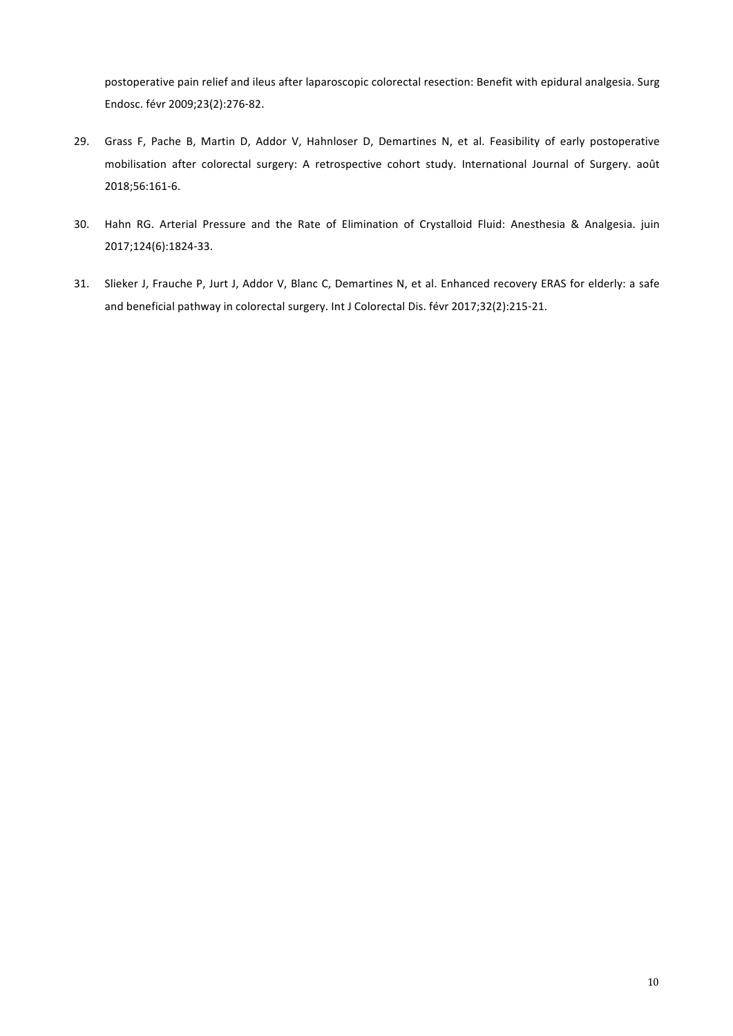postoperative pain relief and ileus after laparoscopic colorectal resection: Benefit with epidural analgesia. Surg Endosc. févr 2009;23(2):276-82.

29. Grass F, Pache B, Martin D, Addor V, Hahnloser D, Demartines N, et al. Feasibility of early postoperative mobilisation after colorectal surgery: A retrospective cohort study. International Journal of Surgery. août 2018;56:161-6.

30. Hahn RG. Arterial Pressure and the Rate of Elimination of Crystalloid Fluid: Anesthesia & Analgesia. juin 2017;124(6):1824-33.

31. Slieker J, Frauche P, Jurt J, Addor V, Blanc C, Demartines N, et al. Enhanced recovery ERAS for elderly: a safe and beneficial pathway in colorectal surgery. Int J Colorectal Dis. févr 2017;32(2):215-21.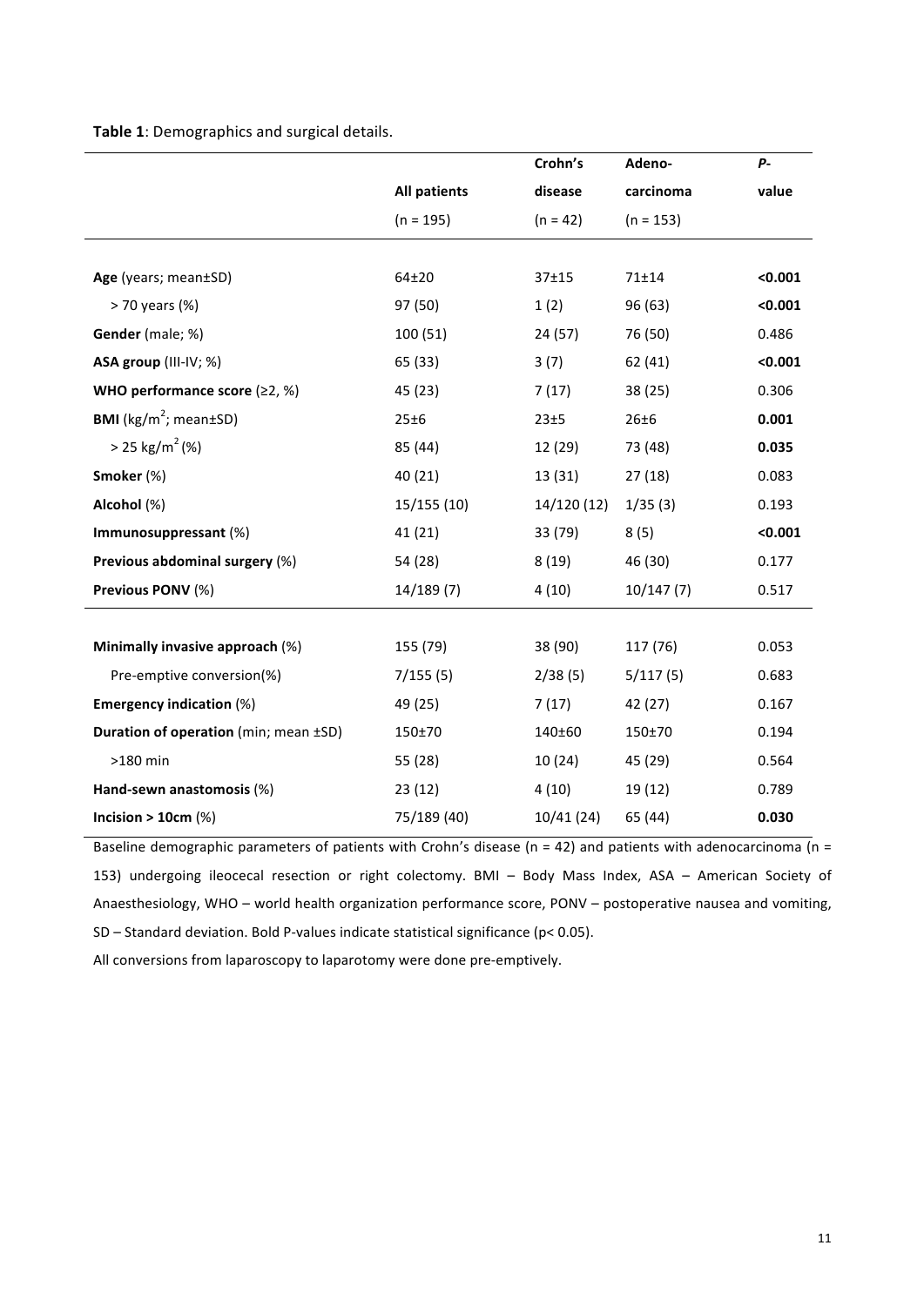**Table 1**: Demographics and surgical details.

| | All patients (n = 195) | Crohn's disease (n = 42) | Adeno-carcinoma (n = 153) | *P*-value |
|---|---|---|---|---|
| **Age** (years; mean±SD) | 64±20 | 37±15 | 71±14 | **<0.001** |
| > 70 years (%) | 97 (50) | 1 (2) | 96 (63) | **<0.001** |
| **Gender** (male; %) | 100 (51) | 24 (57) | 76 (50) | 0.486 |
| **ASA group** (III-IV; %) | 65 (33) | 3 (7) | 62 (41) | **<0.001** |
| **WHO performance score** (≥2, %) | 45 (23) | 7 (17) | 38 (25) | 0.306 |
| **BMI** (kg/m$^2$; mean±SD) | 25±6 | 23±5 | 26±6 | **0.001** |
| > 25 kg/m$^2$ (%) | 85 (44) | 12 (29) | 73 (48) | **0.035** |
| **Smoker** (%) | 40 (21) | 13 (31) | 27 (18) | 0.083 |
| **Alcohol** (%) | 15/155 (10) | 14/120 (12) | 1/35 (3) | 0.193 |
| **Immunosuppressant** (%) | 41 (21) | 33 (79) | 8 (5) | **<0.001** |
| **Previous abdominal surgery** (%) | 54 (28) | 8 (19) | 46 (30) | 0.177 |
| **Previous PONV** (%) | 14/189 (7) | 4 (10) | 10/147 (7) | 0.517 |
| **Minimally invasive approach** (%) | 155 (79) | 38 (90) | 117 (76) | 0.053 |
| Pre-emptive conversion(%) | 7/155 (5) | 2/38 (5) | 5/117 (5) | 0.683 |
| **Emergency indication** (%) | 49 (25) | 7 (17) | 42 (27) | 0.167 |
| **Duration of operation** (min; mean ±SD) | 150±70 | 140±60 | 150±70 | 0.194 |
| >180 min | 55 (28) | 10 (24) | 45 (29) | 0.564 |
| **Hand-sewn anastomosis** (%) | 23 (12) | 4 (10) | 19 (12) | 0.789 |
| **Incision > 10cm** (%) | 75/189 (40) | 10/41 (24) | 65 (44) | **0.030** |

Baseline demographic parameters of patients with Crohn's disease (n = 42) and patients with adenocarcinoma (n = 153) undergoing ileocecal resection or right colectomy. BMI – Body Mass Index, ASA – American Society of Anaesthesiology, WHO – world health organization performance score, PONV – postoperative nausea and vomiting, SD – Standard deviation. Bold P-values indicate statistical significance ($p < 0.05$).

All conversions from laparoscopy to laparotomy were done pre-emptively.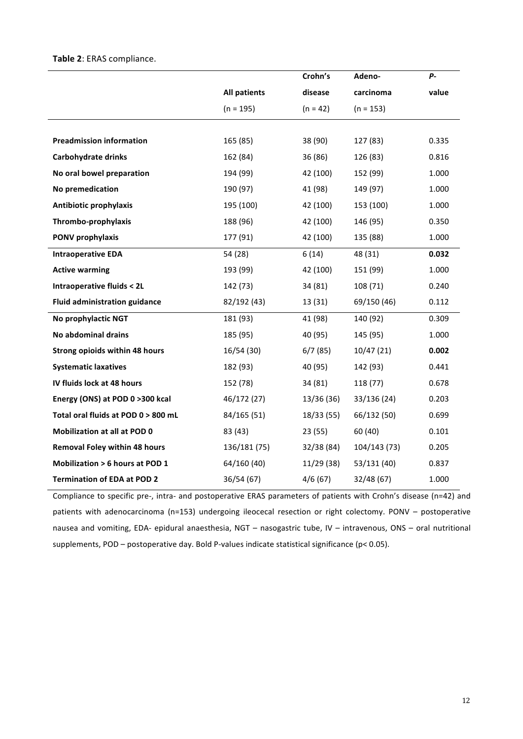**Table 2**: ERAS compliance.

| | All patients (n = 195) | Crohn's disease (n = 42) | Adeno-carcinoma (n = 153) | *P*-value |
|---|---|---|---|---|
| **Preadmission information** | 165 (85) | 38 (90) | 127 (83) | 0.335 |
| **Carbohydrate drinks** | 162 (84) | 36 (86) | 126 (83) | 0.816 |
| **No oral bowel preparation** | 194 (99) | 42 (100) | 152 (99) | 1.000 |
| **No premedication** | 190 (97) | 41 (98) | 149 (97) | 1.000 |
| **Antibiotic prophylaxis** | 195 (100) | 42 (100) | 153 (100) | 1.000 |
| **Thrombo-prophylaxis** | 188 (96) | 42 (100) | 146 (95) | 0.350 |
| **PONV prophylaxis** | 177 (91) | 42 (100) | 135 (88) | 1.000 |
| **Intraoperative EDA** | 54 (28) | 6 (14) | 48 (31) | **0.032** |
| **Active warming** | 193 (99) | 42 (100) | 151 (99) | 1.000 |
| **Intraoperative fluids < 2L** | 142 (73) | 34 (81) | 108 (71) | 0.240 |
| **Fluid administration guidance** | 82/192 (43) | 13 (31) | 69/150 (46) | 0.112 |
| **No prophylactic NGT** | 181 (93) | 41 (98) | 140 (92) | 0.309 |
| **No abdominal drains** | 185 (95) | 40 (95) | 145 (95) | 1.000 |
| **Strong opioids within 48 hours** | 16/54 (30) | 6/7 (85) | 10/47 (21) | **0.002** |
| **Systematic laxatives** | 182 (93) | 40 (95) | 142 (93) | 0.441 |
| **IV fluids lock at 48 hours** | 152 (78) | 34 (81) | 118 (77) | 0.678 |
| **Energy (ONS) at POD 0 >300 kcal** | 46/172 (27) | 13/36 (36) | 33/136 (24) | 0.203 |
| **Total oral fluids at POD 0 > 800 mL** | 84/165 (51) | 18/33 (55) | 66/132 (50) | 0.699 |
| **Mobilization at all at POD 0** | 83 (43) | 23 (55) | 60 (40) | 0.101 |
| **Removal Foley within 48 hours** | 136/181 (75) | 32/38 (84) | 104/143 (73) | 0.205 |
| **Mobilization > 6 hours at POD 1** | 64/160 (40) | 11/29 (38) | 53/131 (40) | 0.837 |
| **Termination of EDA at POD 2** | 36/54 (67) | 4/6 (67) | 32/48 (67) | 1.000 |

Compliance to specific pre-, intra- and postoperative ERAS parameters of patients with Crohn's disease (n=42) and patients with adenocarcinoma (n=153) undergoing ileocecal resection or right colectomy. PONV – postoperative nausea and vomiting, EDA- epidural anaesthesia, NGT – nasogastric tube, IV – intravenous, ONS – oral nutritional supplements, POD – postoperative day. Bold P-values indicate statistical significance ($p < 0.05$).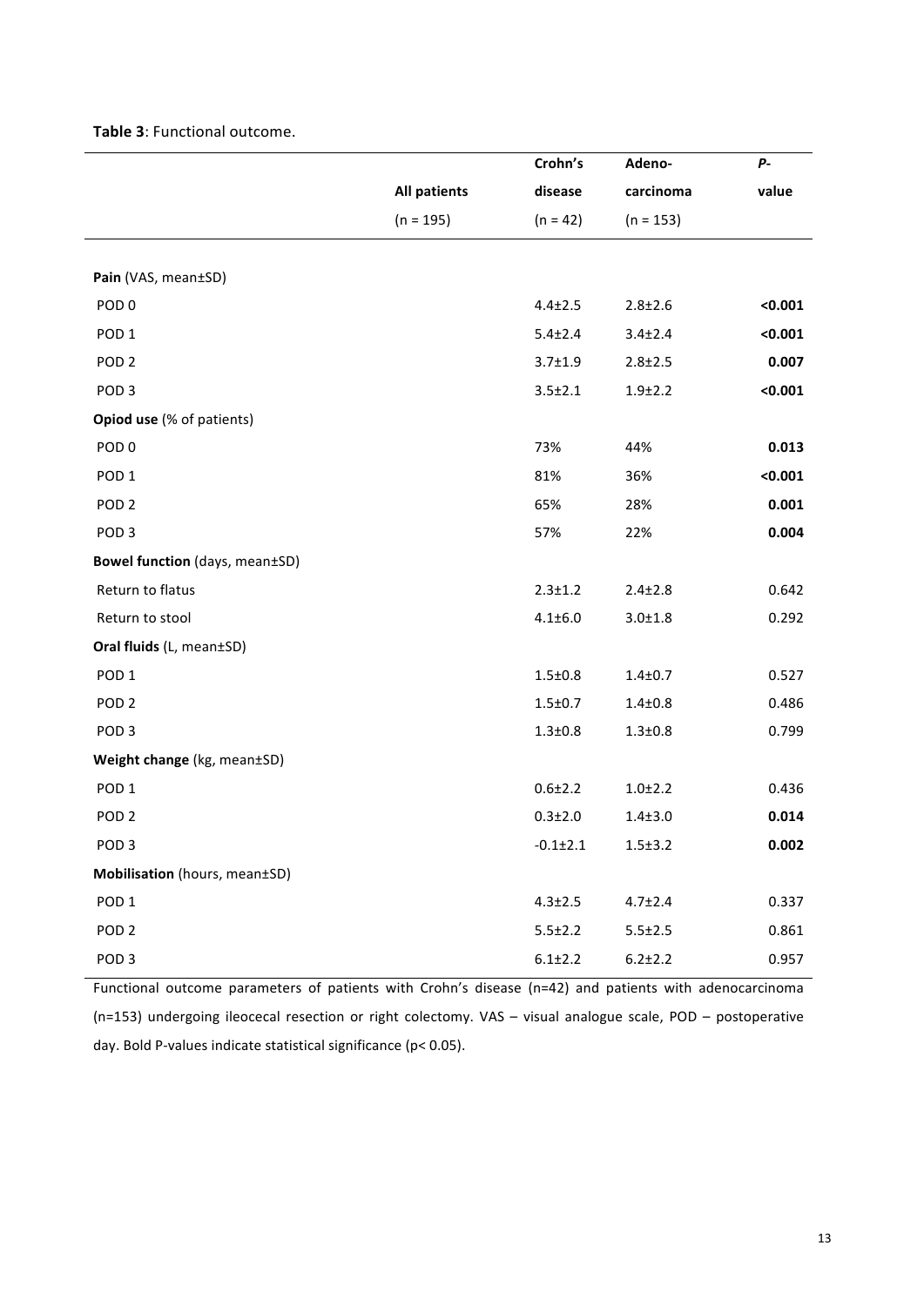**Table 3**: Functional outcome.

| | All patients (n = 195) | Crohn's disease (n = 42) | Adeno-carcinoma (n = 153) | *P*-value |
|---|---|---|---|---|
| **Pain** (VAS, mean±SD) | | | | |
| POD 0 | | 4.4±2.5 | 2.8±2.6 | **<0.001** |
| POD 1 | | 5.4±2.4 | 3.4±2.4 | **<0.001** |
| POD 2 | | 3.7±1.9 | 2.8±2.5 | **0.007** |
| POD 3 | | 3.5±2.1 | 1.9±2.2 | **<0.001** |
| **Opiod use** (% of patients) | | | | |
| POD 0 | | 73% | 44% | **0.013** |
| POD 1 | | 81% | 36% | **<0.001** |
| POD 2 | | 65% | 28% | **0.001** |
| POD 3 | | 57% | 22% | **0.004** |
| **Bowel function** (days, mean±SD) | | | | |
| Return to flatus | | 2.3±1.2 | 2.4±2.8 | 0.642 |
| Return to stool | | 4.1±6.0 | 3.0±1.8 | 0.292 |
| **Oral fluids** (L, mean±SD) | | | | |
| POD 1 | | 1.5±0.8 | 1.4±0.7 | 0.527 |
| POD 2 | | 1.5±0.7 | 1.4±0.8 | 0.486 |
| POD 3 | | 1.3±0.8 | 1.3±0.8 | 0.799 |
| **Weight change** (kg, mean±SD) | | | | |
| POD 1 | | 0.6±2.2 | 1.0±2.2 | 0.436 |
| POD 2 | | 0.3±2.0 | 1.4±3.0 | **0.014** |
| POD 3 | | -0.1±2.1 | 1.5±3.2 | **0.002** |
| **Mobilisation** (hours, mean±SD) | | | | |
| POD 1 | | 4.3±2.5 | 4.7±2.4 | 0.337 |
| POD 2 | | 5.5±2.2 | 5.5±2.5 | 0.861 |
| POD 3 | | 6.1±2.2 | 6.2±2.2 | 0.957 |

Functional outcome parameters of patients with Crohn's disease (n=42) and patients with adenocarcinoma (n=153) undergoing ileocecal resection or right colectomy. VAS – visual analogue scale, POD – postoperative day. Bold P-values indicate statistical significance ($p < 0.05$).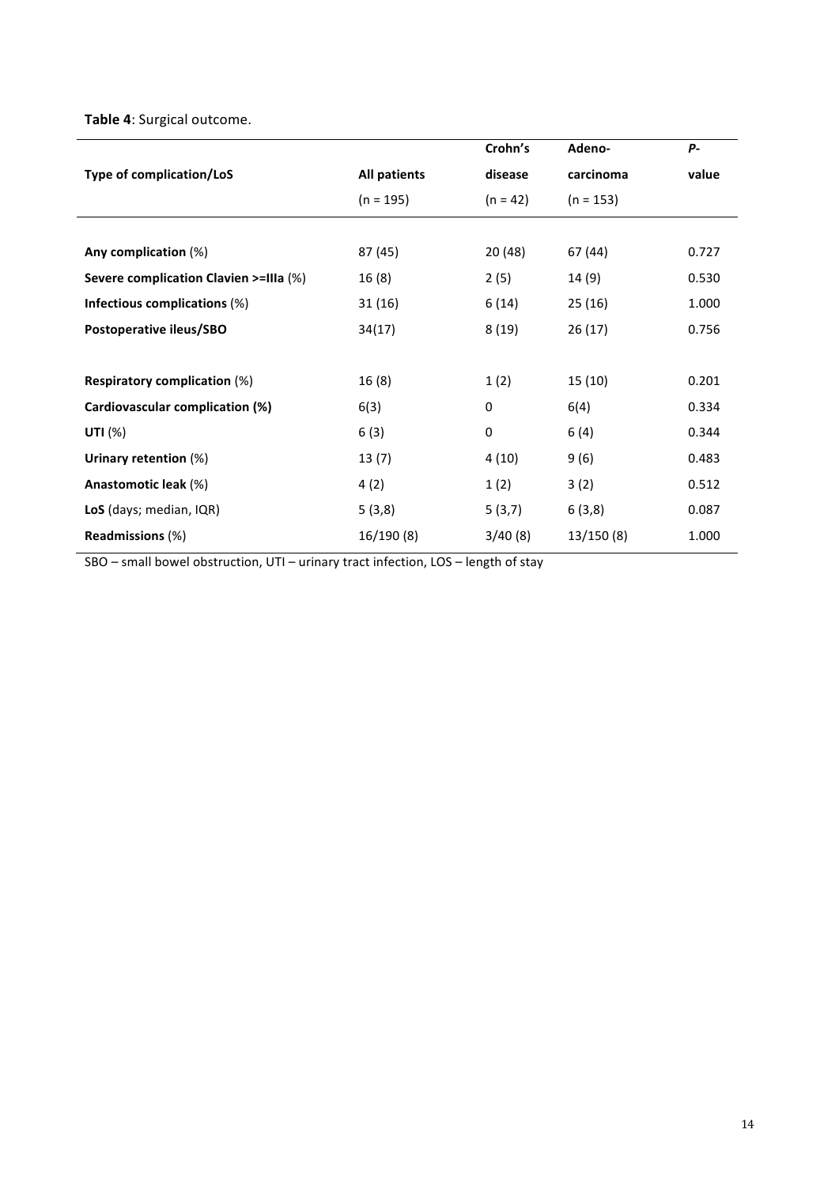**Table 4**: Surgical outcome.

| Type of complication/LoS | All patients (n = 195) | Crohn's disease (n = 42) | Adeno-carcinoma (n = 153) | *P*-value |
|---|---|---|---|---|
| **Any complication** (%) | 87 (45) | 20 (48) | 67 (44) | 0.727 |
| **Severe complication Clavien >=IIIa** (%) | 16 (8) | 2 (5) | 14 (9) | 0.530 |
| **Infectious complications** (%) | 31 (16) | 6 (14) | 25 (16) | 1.000 |
| **Postoperative ileus/SBO** | 34(17) | 8 (19) | 26 (17) | 0.756 |
| **Respiratory complication** (%) | 16 (8) | 1 (2) | 15 (10) | 0.201 |
| **Cardiovascular complication (%)** | 6(3) | 0 | 6(4) | 0.334 |
| **UTI** (%) | 6 (3) | 0 | 6 (4) | 0.344 |
| **Urinary retention** (%) | 13 (7) | 4 (10) | 9 (6) | 0.483 |
| **Anastomotic leak** (%) | 4 (2) | 1 (2) | 3 (2) | 0.512 |
| **LoS** (days; median, IQR) | 5 (3,8) | 5 (3,7) | 6 (3,8) | 0.087 |
| **Readmissions** (%) | 16/190 (8) | 3/40 (8) | 13/150 (8) | 1.000 |

SBO – small bowel obstruction, UTI – urinary tract infection, LOS – length of stay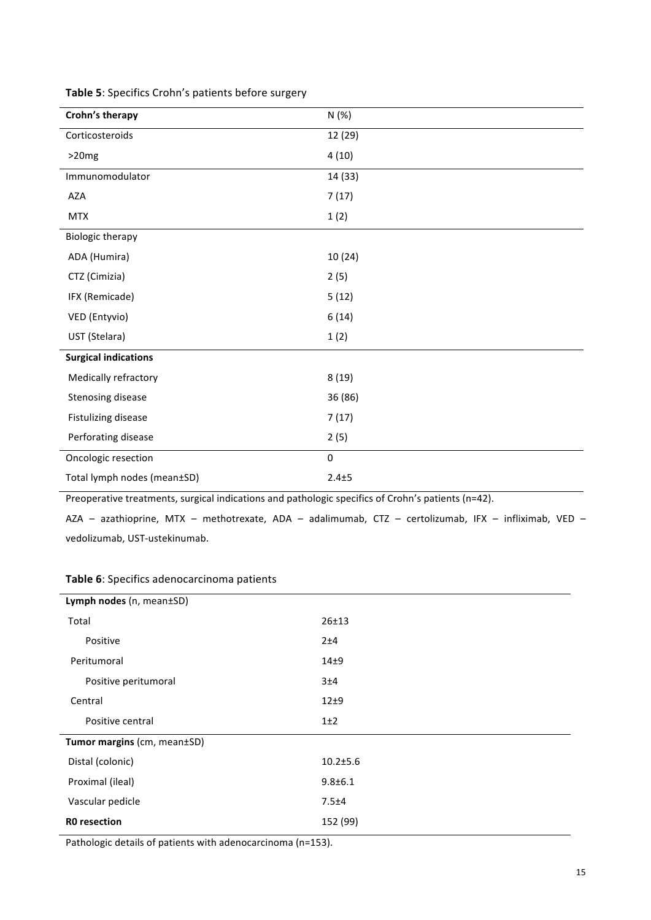**Table 5**: Specifics Crohn's patients before surgery

| **Crohn's therapy** | N (%) |
|---|---|
| Corticosteroids | 12 (29) |
| >20mg | 4 (10) |
| Immunomodulator | 14 (33) |
| AZA | 7 (17) |
| MTX | 1 (2) |
| Biologic therapy | |
| ADA (Humira) | 10 (24) |
| CTZ (Cimizia) | 2 (5) |
| IFX (Remicade) | 5 (12) |
| VED (Entyvio) | 6 (14) |
| UST (Stelara) | 1 (2) |
| **Surgical indications** | |
| Medically refractory | 8 (19) |
| Stenosing disease | 36 (86) |
| Fistulizing disease | 7 (17) |
| Perforating disease | 2 (5) |
| Oncologic resection | 0 |
| Total lymph nodes (mean±SD) | 2.4±5 |

Preoperative treatments, surgical indications and pathologic specifics of Crohn's patients (n=42).

AZA – azathioprine, MTX – methotrexate, ADA – adalimumab, CTZ – certolizumab, IFX – infliximab, VED – vedolizumab, UST-ustekinumab.

**Table 6**: Specifics adenocarcinoma patients

| | |
|---|---|
| **Lymph nodes** (n, mean±SD) | |
| Total | 26±13 |
| Positive | 2±4 |
| Peritumoral | 14±9 |
| Positive peritumoral | 3±4 |
| Central | 12±9 |
| Positive central | 1±2 |
| **Tumor margins** (cm, mean±SD) | |
| Distal (colonic) | 10.2±5.6 |
| Proximal (ileal) | 9.8±6.1 |
| Vascular pedicle | 7.5±4 |
| **R0 resection** | 152 (99) |

Pathologic details of patients with adenocarcinoma (n=153).